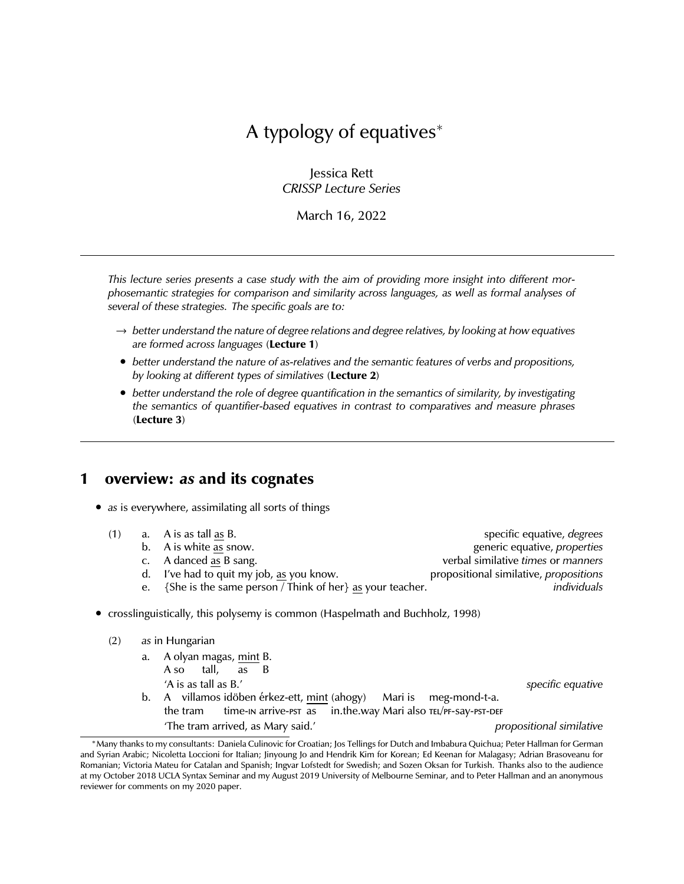# A typology of equatives*

Jessica Rett
*CRISSP Lecture Series*

March 16, 2022

---

*This lecture series presents a case study with the aim of providing more insight into different morphosemantic strategies for comparison and similarity across languages, as well as formal analyses of several of these strategies. The specific goals are to:*

- → *better understand the nature of degree relations and degree relatives, by looking at how equatives are formed across languages* (**Lecture 1**)
- *better understand the nature of as-relatives and the semantic features of verbs and propositions, by looking at different types of similatives* (**Lecture 2**)
- *better understand the role of degree quantification in the semantics of similarity, by investigating the semantics of quantifier-based equatives in contrast to comparatives and measure phrases* (**Lecture 3**)

---

## 1 overview: *as* and its cognates

- *as* is everywhere, assimilating all sorts of things

(1)
a. A is as tall <u>as</u> B. — specific equative, *degrees*
b. A is white <u>as</u> snow. — generic equative, *properties*
c. A danced <u>as</u> B sang. — verbal similative *times* or *manners*
d. I've had to quit my job, <u>as</u> you know. — propositional similative, *propositions*
e. {She is the same person / Think of her} <u>as</u> your teacher. — *individuals*

- crosslinguistically, this polysemy is common (Haspelmath and Buchholz, 1998)

(2) *as* in Hungarian

a. A olyan magas, <u>mint</u> B.
   A so tall, as B
   'A is as tall as B.' — *specific equative*

b. A villamos idöben érkez-ett, <u>mint</u> (ahogy) Mari is meg-mond-t-a.
   the tram time-IN arrive-PST as in.the.way Mari also TEL/PF-say-PST-DEF
   'The tram arrived, as Mary said.' — *propositional similative*

---

*Many thanks to my consultants: Daniela Culinovic for Croatian; Jos Tellings for Dutch and Imbabura Quichua; Peter Hallman for German and Syrian Arabic; Nicoletta Loccioni for Italian; Jinyoung Jo and Hendrik Kim for Korean; Ed Keenan for Malagasy; Adrian Brasoveanu for Romanian; Victoria Mateu for Catalan and Spanish; Ingvar Lofstedt for Swedish; and Sozen Oksan for Turkish. Thanks also to the audience at my October 2018 UCLA Syntax Seminar and my August 2019 University of Melbourne Seminar, and to Peter Hallman and an anonymous reviewer for comments on my 2020 paper.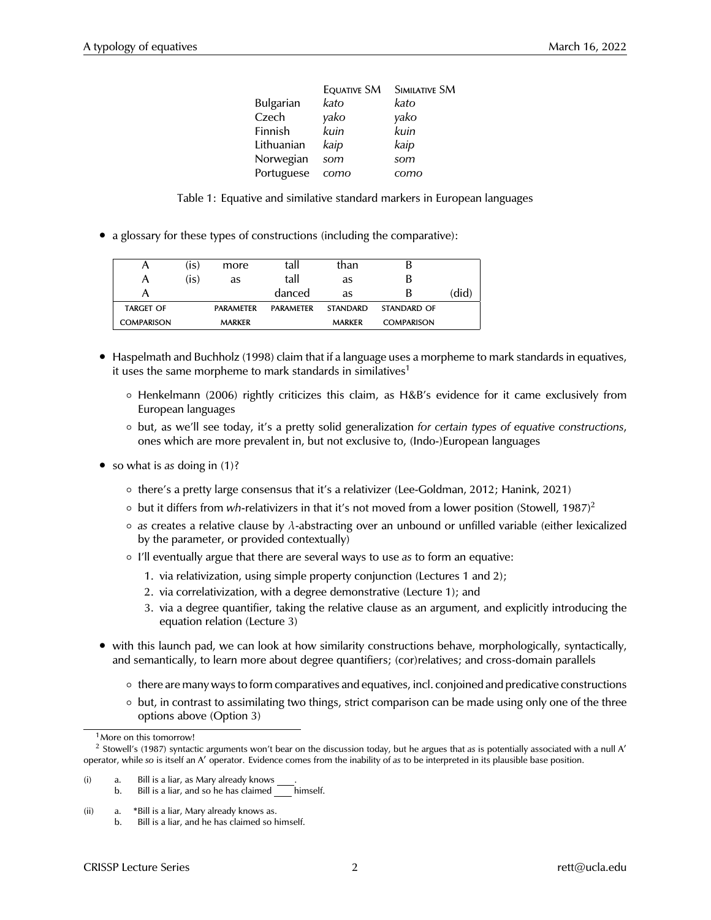| | Equative SM | Similative SM |
|---|---|---|
| Bulgarian | *kato* | *kato* |
| Czech | *yako* | *yako* |
| Finnish | *kuin* | *kuin* |
| Lithuanian | *kaip* | *kaip* |
| Norwegian | *som* | *som* |
| Portuguese | *como* | *como* |

Table 1: Equative and similative standard markers in European languages

- a glossary for these types of constructions (including the comparative):

| A | (is) | more | tall | than | B | |
|---|---|---|---|---|---|---|
| A | (is) | as | tall | as | B | |
| A | | | danced | as | B | (did) |
| TARGET OF COMPARISON | | PARAMETER MARKER | PARAMETER | STANDARD MARKER | STANDARD OF COMPARISON | |

- Haspelmath and Buchholz (1998) claim that if a language uses a morpheme to mark standards in equatives, it uses the same morpheme to mark standards in similatives[1]
  - Henkelmann (2006) rightly criticizes this claim, as H&B's evidence for it came exclusively from European languages
  - but, as we'll see today, it's a pretty solid generalization *for certain types of equative constructions*, ones which are more prevalent in, but not exclusive to, (Indo-)European languages
- so what is *as* doing in (1)?
  - there's a pretty large consensus that it's a relativizer (Lee-Goldman, 2012; Hanink, 2021)
  - but it differs from *wh*-relativizers in that it's not moved from a lower position (Stowell, 1987)[2]
  - *as* creates a relative clause by $\lambda$-abstracting over an unbound or unfilled variable (either lexicalized by the parameter, or provided contextually)
  - I'll eventually argue that there are several ways to use *as* to form an equative:
    1. via relativization, using simple property conjunction (Lectures 1 and 2);
    2. via correlativization, with a degree demonstrative (Lecture 1); and
    3. via a degree quantifier, taking the relative clause as an argument, and explicitly introducing the equation relation (Lecture 3)
- with this launch pad, we can look at how similarity constructions behave, morphologically, syntactically, and semantically, to learn more about degree quantifiers; (cor)relatives; and cross-domain parallels
  - there are many ways to form comparatives and equatives, incl. conjoined and predicative constructions
  - but, in contrast to assimilating two things, strict comparison can be made using only one of the three options above (Option 3)

---

[1] More on this tomorrow!

[2] Stowell's (1987) syntactic arguments won't bear on the discussion today, but he argues that *as* is potentially associated with a null A′ operator, while *so* is itself an A′ operator. Evidence comes from the inability of *as* to be interpreted in its plausible base position.

(i) a. Bill is a liar, as Mary already knows \_\_\_\_.
 b. Bill is a liar, and so he has claimed \_\_\_\_ himself.

(ii) a. *Bill is a liar, Mary already knows as.
 b. Bill is a liar, and he has claimed so himself.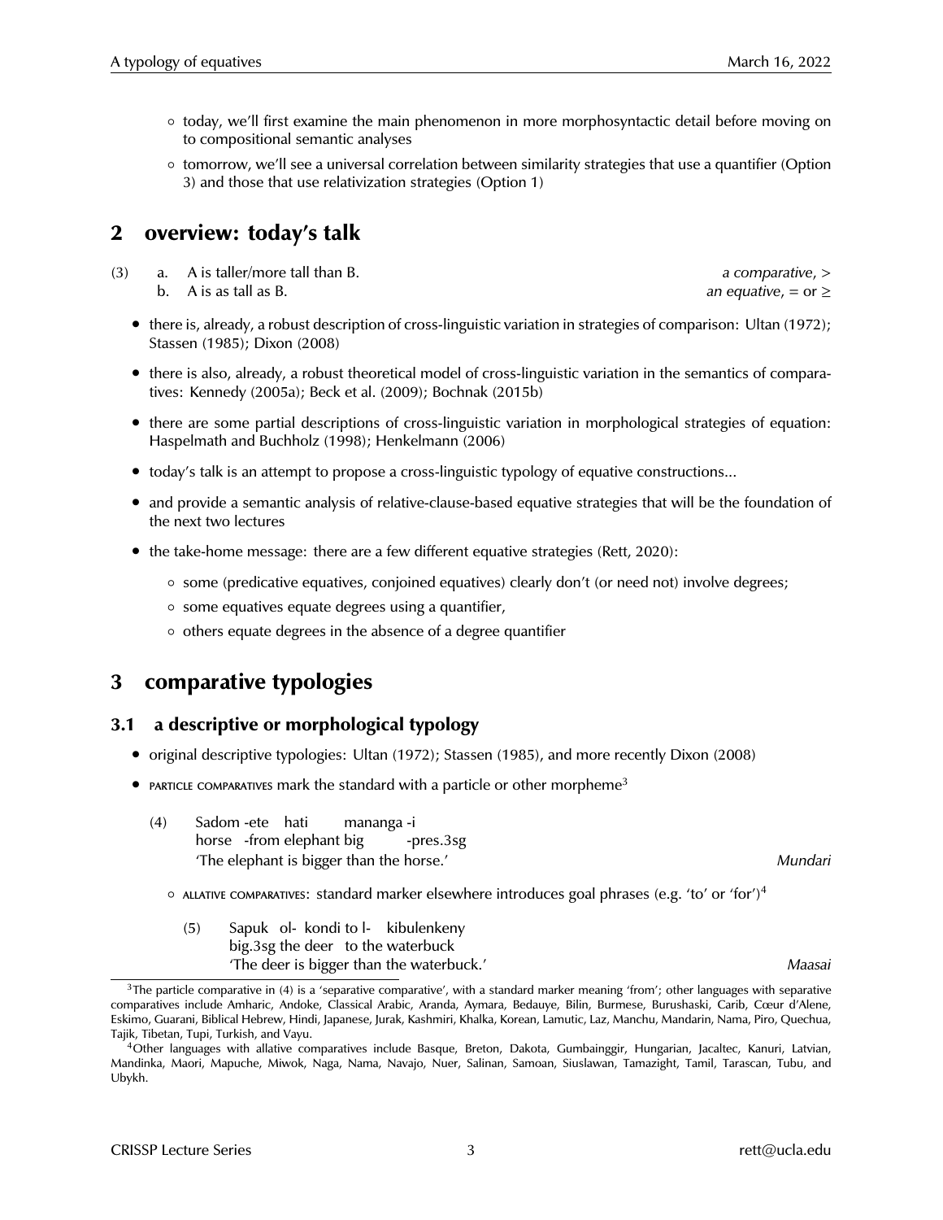- today, we'll first examine the main phenomenon in more morphosyntactic detail before moving on to compositional semantic analyses
- tomorrow, we'll see a universal correlation between similarity strategies that use a quantifier (Option 3) and those that use relativization strategies (Option 1)

## 2 overview: today's talk

(3) a. A is taller/more tall than B. *a comparative*, >
   b. A is as tall as B. *an equative*, = or ≥

- there is, already, a robust description of cross-linguistic variation in strategies of comparison: Ultan (1972); Stassen (1985); Dixon (2008)
- there is also, already, a robust theoretical model of cross-linguistic variation in the semantics of comparatives: Kennedy (2005a); Beck et al. (2009); Bochnak (2015b)
- there are some partial descriptions of cross-linguistic variation in morphological strategies of equation: Haspelmath and Buchholz (1998); Henkelmann (2006)
- today's talk is an attempt to propose a cross-linguistic typology of equative constructions...
- and provide a semantic analysis of relative-clause-based equative strategies that will be the foundation of the next two lectures
- the take-home message: there are a few different equative strategies (Rett, 2020):
  - some (predicative equatives, conjoined equatives) clearly don't (or need not) involve degrees;
  - some equatives equate degrees using a quantifier,
  - others equate degrees in the absence of a degree quantifier

## 3 comparative typologies

### 3.1 a descriptive or morphological typology

- original descriptive typologies: Ultan (1972); Stassen (1985), and more recently Dixon (2008)
- PARTICLE COMPARATIVES mark the standard with a particle or other morpheme[3]

  (4) Sadom -ete hati mananga -i
      horse -from elephant big -pres.3sg
      'The elephant is bigger than the horse.' *Mundari*

  - ALLATIVE COMPARATIVES: standard marker elsewhere introduces goal phrases (e.g. 'to' or 'for')[4]

    (5) Sapuk ol- kondi to l- kibulenkeny
        big.3sg the deer to the waterbuck
        'The deer is bigger than the waterbuck.' *Maasai*

[3] The particle comparative in (4) is a 'separative comparative', with a standard marker meaning 'from'; other languages with separative comparatives include Amharic, Andoke, Classical Arabic, Aranda, Aymara, Bedauye, Bilin, Burmese, Burushaski, Carib, Cœur d'Alene, Eskimo, Guarani, Biblical Hebrew, Hindi, Japanese, Jurak, Kashmiri, Khalka, Korean, Lamutic, Laz, Manchu, Mandarin, Nama, Piro, Quechua, Tajik, Tibetan, Tupi, Turkish, and Vayu.

[4] Other languages with allative comparatives include Basque, Breton, Dakota, Gumbainggir, Hungarian, Jacaltec, Kanuri, Latvian, Mandinka, Maori, Mapuche, Miwok, Naga, Nama, Navajo, Nuer, Salinan, Samoan, Siuslawan, Tamazight, Tamil, Tarascan, Tubu, and Ubykh.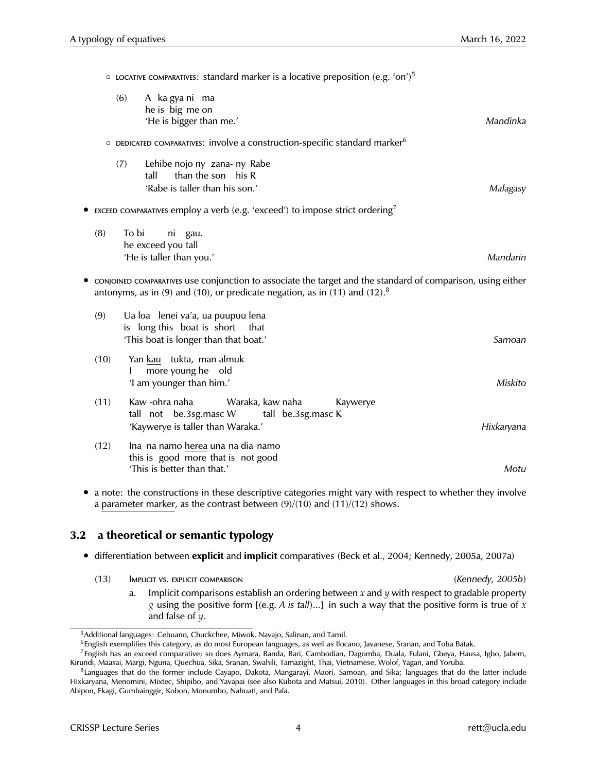- ◦ LOCATIVE COMPARATIVES: standard marker is a locative preposition (e.g. 'on')[5]

  (6) A ka gya ni ma
  he is big me on
  'He is bigger than me.' *Mandinka*

- ◦ DEDICATED COMPARATIVES: involve a construction-specific standard marker[6]

  (7) Lehibe nojo ny zana- ny Rabe
  tall than the son his R
  'Rabe is taller than his son.' *Malagasy*

- EXCEED COMPARATIVES employ a verb (e.g. 'exceed') to impose strict ordering[7]

  (8) To bi ni gau.
  he exceed you tall
  'He is taller than you.' *Mandarin*

- CONJOINED COMPARATIVES use conjunction to associate the target and the standard of comparison, using either antonyms, as in (9) and (10), or predicate negation, as in (11) and (12).[8]

  (9) Ua loa lenei va'a, ua puupuu lena
  is long this boat is short that
  'This boat is longer than that boat.' *Samoan*

  (10) Yan <u>kau</u> tukta, man almuk
  I more young he old
  'I am younger than him.' *Miskito*

  (11) Kaw -ohra naha Waraka, kaw naha Kaywerye
  tall not be.3sg.masc W tall be.3sg.masc K
  'Kaywerye is taller than Waraka.' *Hixkaryana*

  (12) Ina na namo <u>herea</u> una na dia namo
  this is good more that is not good
  'This is better than that.' *Motu*

- a note: the constructions in these descriptive categories might vary with respect to whether they involve a <u>parameter marker</u>, as the contrast between (9)/(10) and (11)/(12) shows.

## 3.2 a theoretical or semantic typology

- differentiation between **explicit** and **implicit** comparatives (Beck et al., 2004; Kennedy, 2005a, 2007a)

  (13) IMPLICIT VS. EXPLICIT COMPARISON (*Kennedy, 2005b*)

  a. Implicit comparisons establish an ordering between $x$ and $y$ with respect to gradable property $g$ using the positive form [(e.g. *A is tall*)...] in such a way that the positive form is true of $x$ and false of $y$.

---

[5] Additional languages: Cebuano, Chuckchee, Miwok, Navajo, Salinan, and Tamil.

[6] English exemplifies this category, as do most European languages, as well as Ilocano, Javanese, Sranan, and Toba Batak.

[7] English has an exceed comparative; so does Aymara, Banda, Bari, Cambodian, Dagomba, Duala, Fulani, Gbeya, Hausa, Igbo, Jabem, Kirundi, Maasai, Margi, Nguna, Quechua, Sika, Sranan, Swahili, Tamazight, Thai, Vietnamese, Wolof, Yagan, and Yoruba.

[8] Languages that do the former include Cayapo, Dakota, Mangarayi, Maori, Samoan, and Sika; languages that do the latter include Hixkaryana, Menomini, Mixtec, Shipibo, and Yavapai (see also Kubota and Matsui, 2010). Other languages in this broad category include Abipon, Ekagi, Gumbainggir, Kobon, Monumbo, Nahuatl, and Pala.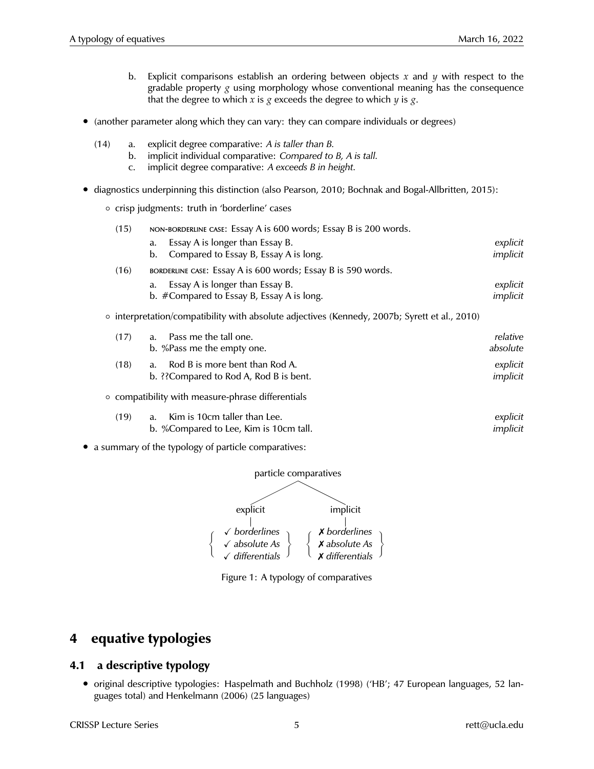b. Explicit comparisons establish an ordering between objects $x$ and $y$ with respect to the gradable property $g$ using morphology whose conventional meaning has the consequence that the degree to which $x$ is $g$ exceeds the degree to which $y$ is $g$.

- (another parameter along which they can vary: they can compare individuals or degrees)

(14) a. explicit degree comparative: *A is taller than B.*
  b. implicit individual comparative: *Compared to B, A is tall.*
  c. implicit degree comparative: *A exceeds B in height.*

- diagnostics underpinning this distinction (also Pearson, 2010; Bochnak and Bogal-Allbritten, 2015):
  - crisp judgments: truth in 'borderline' cases

(15) NON-BORDERLINE CASE: Essay A is 600 words; Essay B is 200 words.
  a. Essay A is longer than Essay B. *explicit*
  b. Compared to Essay B, Essay A is long. *implicit*

(16) BORDERLINE CASE: Essay A is 600 words; Essay B is 590 words.
  a. Essay A is longer than Essay B. *explicit*
  b. #Compared to Essay B, Essay A is long. *implicit*

  - interpretation/compatibility with absolute adjectives (Kennedy, 2007b; Syrett et al., 2010)

(17) a. Pass me the tall one. *relative*
  b. %Pass me the empty one. *absolute*

(18) a. Rod B is more bent than Rod A. *explicit*
  b. ??Compared to Rod A, Rod B is bent. *implicit*

  - compatibility with measure-phrase differentials

(19) a. Kim is 10cm taller than Lee. *explicit*
  b. %Compared to Lee, Kim is 10cm tall. *implicit*

- a summary of the typology of particle comparatives:

particle comparatives
- explicit: { ✓ *borderlines*, ✓ *absolute As*, ✓ *differentials* }
- implicit: { ✗ *borderlines*, ✗ *absolute As*, ✗ *differentials* }

Figure 1: A typology of comparatives

# 4 equative typologies

## 4.1 a descriptive typology

- original descriptive typologies: Haspelmath and Buchholz (1998) ('HB'; 47 European languages, 52 languages total) and Henkelmann (2006) (25 languages)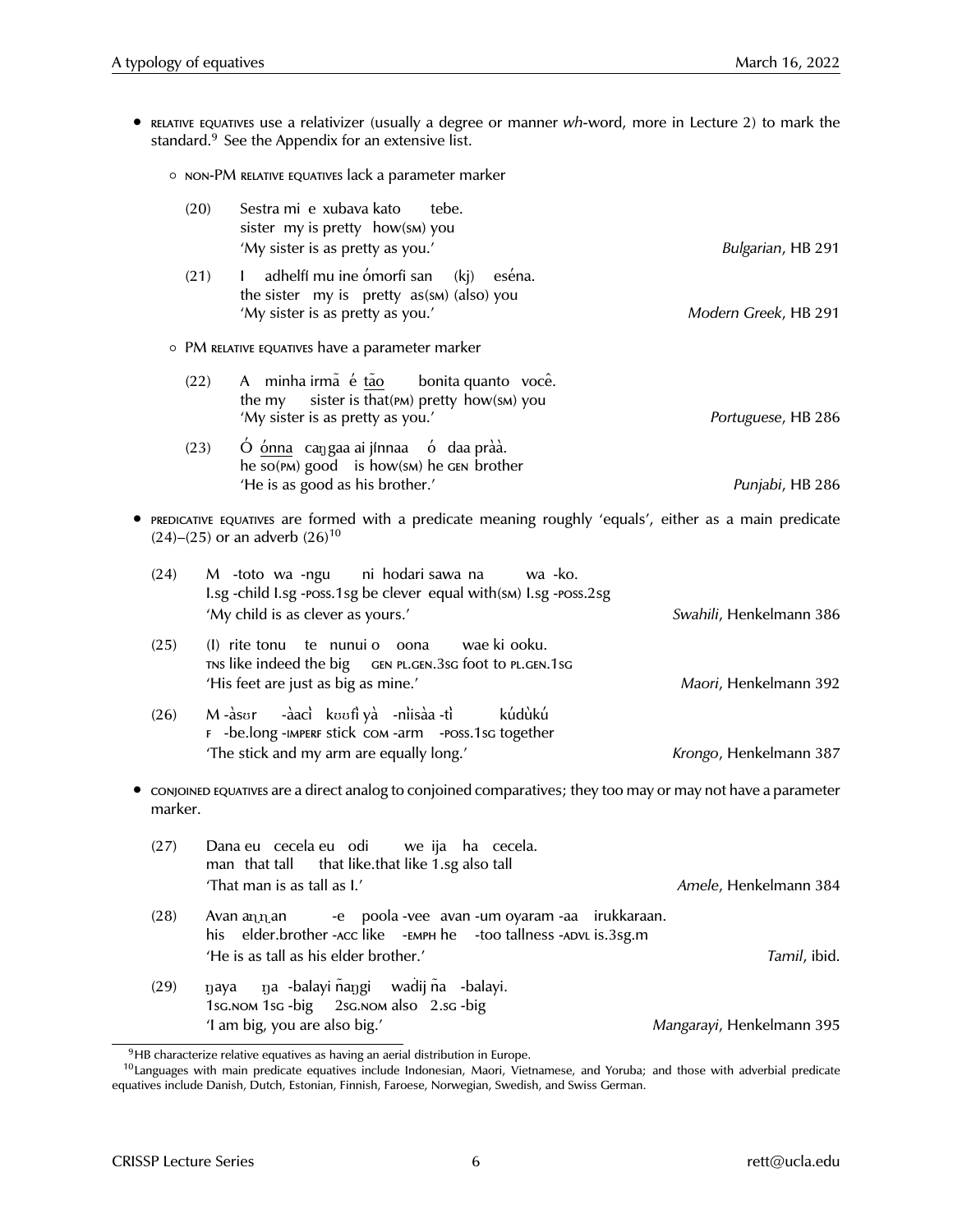- RELATIVE EQUATIVES use a relativizer (usually a degree or manner *wh*-word, more in Lecture 2) to mark the standard.[9] See the Appendix for an extensive list.

  - NON-PM RELATIVE EQUATIVES lack a parameter marker

    (20) Sestra mi e xubava kato tebe.
    sister my is pretty how(SM) you
    'My sister is as pretty as you.' — *Bulgarian*, HB 291

    (21) I adhelfí mu ine ómorfi san (kj) eséna.
    the sister my is pretty as(SM) (also) you
    'My sister is as pretty as you.' — *Modern Greek*, HB 291

  - PM RELATIVE EQUATIVES have a parameter marker

    (22) A minha irmã é <u>tão</u> bonita quanto você.
    the my sister is that(PM) pretty how(SM) you
    'My sister is as pretty as you.' — *Portuguese*, HB 286

    (23) Ó <u>ónna</u> caŋgaa ai jínnaa ó daa pràà.
    he so(PM) good is how(SM) he GEN brother
    'He is as good as his brother.' — *Punjabi*, HB 286

- PREDICATIVE EQUATIVES are formed with a predicate meaning roughly 'equals', either as a main predicate (24)–(25) or an adverb (26)[10]

  (24) M -toto wa -ngu ni hodari sawa na wa -ko.
  I.sg -child I.sg -POSS.1sg be clever equal with(SM) I.sg -POSS.2sg
  'My child is as clever as yours.' — *Swahili*, Henkelmann 386

  (25) (I) rite tonu te nunui o oona wae ki ooku.
  TNS like indeed the big GEN PL.GEN.3SG foot to PL.GEN.1SG
  'His feet are just as big as mine.' — *Maori*, Henkelmann 392

  (26) M -àsʊr -àacì kʊʊfì yà -nìisàa -tì kúdùkú
  F -be.long -IMPERF stick COM -arm -POSS.1SG together
  'The stick and my arm are equally long.' — *Krongo*, Henkelmann 387

- CONJOINED EQUATIVES are a direct analog to conjoined comparatives; they too may or may not have a parameter marker.

  (27) Dana eu cecela eu odi we ija ha cecela.
  man that tall that like.that like 1.sg also tall
  'That man is as tall as I.' — *Amele*, Henkelmann 384

  (28) Avan aṇṇan -e poola -vee avan -um oyaram -aa irukkaraan.
  his elder.brother -ACC like -EMPH he -too tallness -ADVL is.3sg.m
  'He is as tall as his elder brother.' — *Tamil*, ibid.

  (29) ŋaya ŋa -balayi ñaŋgi waḍij ña -balayi.
  1SG.NOM 1SG -big 2SG.NOM also 2.SG -big
  'I am big, you are also big.' — *Mangarayi*, Henkelmann 395

---

[9] HB characterize relative equatives as having an aerial distribution in Europe.

[10] Languages with main predicate equatives include Indonesian, Maori, Vietnamese, and Yoruba; and those with adverbial predicate equatives include Danish, Dutch, Estonian, Finnish, Faroese, Norwegian, Swedish, and Swiss German.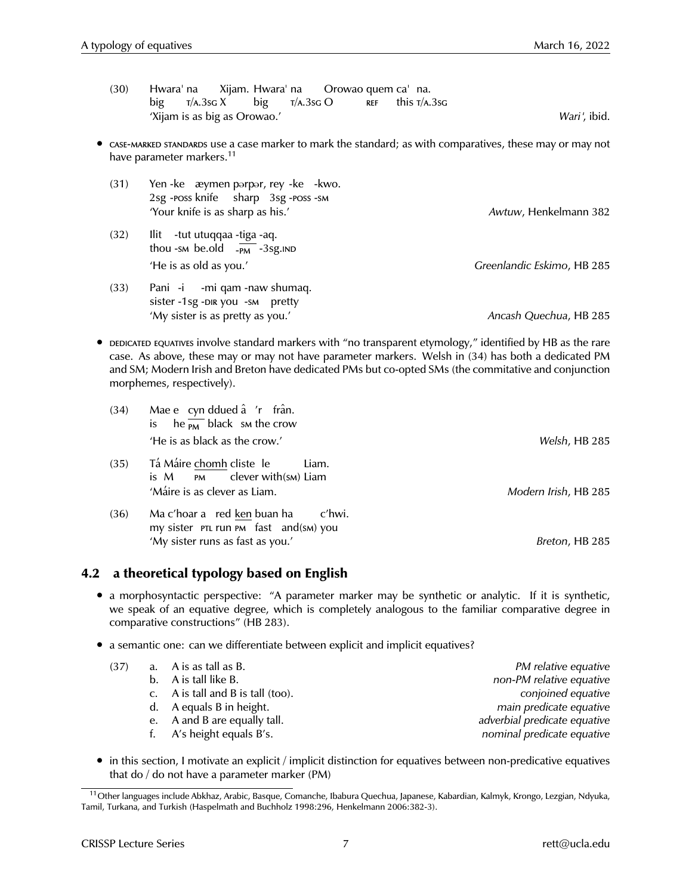(30) Hwara' na Xijam. Hwara' na Orowao quem ca' na.
big T/A.3SG X big T/A.3SG O REF this T/A.3SG
'Xijam is as big as Orowao.' *Wari'*, ibid.

- CASE-MARKED STANDARDS use a case marker to mark the standard; as with comparatives, these may or may not have parameter markers.[11]

(31) Yen -ke æymen pərpər, rey -ke -kwo.
2sg -POSS knife sharp 3sg -POSS -SM
'Your knife is as sharp as his.' *Awtuw*, Henkelmann 382

(32) Ilit -tut utuqqaa -tiga -aq.
thou -SM be.old -PM -3sg.IND
'He is as old as you.' *Greenlandic Eskimo*, HB 285

(33) Pani -i -mi qam -naw shumaq.
sister -1sg -DIR you -SM pretty
'My sister is as pretty as you.' *Ancash Quechua*, HB 285

- DEDICATED EQUATIVES involve standard markers with "no transparent etymology," identified by HB as the rare case. As above, these may or may not have parameter markers. Welsh in (34) has both a dedicated PM and SM; Modern Irish and Breton have dedicated PMs but co-opted SMs (the commitative and conjunction morphemes, respectively).

(34) Mae e cyn ddued â 'r frân.
is he PM black SM the crow
'He is as black as the crow.' *Welsh*, HB 285

(35) Tá Máire chomh cliste le Liam.
is M PM clever with(SM) Liam
'Máire is as clever as Liam. *Modern Irish*, HB 285

(36) Ma c'hoar a red ken buan ha c'hwi.
my sister PTL run PM fast and(SM) you
'My sister runs as fast as you.' *Breton*, HB 285

## 4.2 a theoretical typology based on English

- a morphosyntactic perspective: "A parameter marker may be synthetic or analytic. If it is synthetic, we speak of an equative degree, which is completely analogous to the familiar comparative degree in comparative constructions" (HB 283).

- a semantic one: can we differentiate between explicit and implicit equatives?

(37)
a. A is as tall as B. *PM relative equative*
b. A is tall like B. *non-PM relative equative*
c. A is tall and B is tall (too). *conjoined equative*
d. A equals B in height. *main predicate equative*
e. A and B are equally tall. *adverbial predicate equative*
f. A's height equals B's. *nominal predicate equative*

- in this section, I motivate an explicit / implicit distinction for equatives between non-predicative equatives that do / do not have a parameter marker (PM)

[11] Other languages include Abkhaz, Arabic, Basque, Comanche, Ibabura Quechua, Japanese, Kabardian, Kalmyk, Krongo, Lezgian, Ndyuka, Tamil, Turkana, and Turkish (Haspelmath and Buchholz 1998:296, Henkelmann 2006:382-3).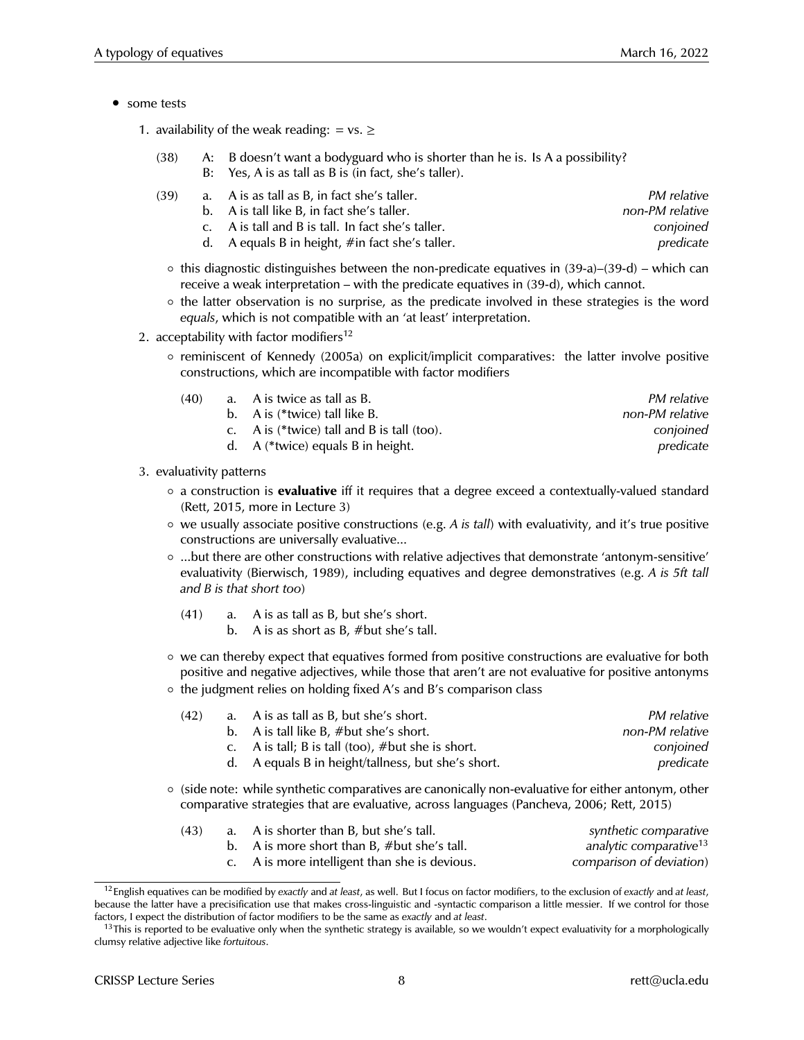- some tests

  1. availability of the weak reading: = vs. ≥

     (38) A: B doesn't want a bodyguard who is shorter than he is. Is A a possibility?
     B: Yes, A is as tall as B is (in fact, she's taller).

     (39)
     a. A is as tall as B, in fact she's taller. *PM relative*
     b. A is tall like B, in fact she's taller. *non-PM relative*
     c. A is tall and B is tall. In fact she's taller. *conjoined*
     d. A equals B in height, #in fact she's taller. *predicate*

     - this diagnostic distinguishes between the non-predicate equatives in (39-a)–(39-d) – which can receive a weak interpretation – with the predicate equatives in (39-d), which cannot.
     - the latter observation is no surprise, as the predicate involved in these strategies is the word *equals*, which is not compatible with an 'at least' interpretation.

  2. acceptability with factor modifiers[12]

     - reminiscent of Kennedy (2005a) on explicit/implicit comparatives: the latter involve positive constructions, which are incompatible with factor modifiers

       (40)
       a. A is twice as tall as B. *PM relative*
       b. A is (*twice) tall like B. *non-PM relative*
       c. A is (*twice) tall and B is tall (too). *conjoined*
       d. A (*twice) equals B in height. *predicate*

  3. evaluativity patterns

     - a construction is **evaluative** iff it requires that a degree exceed a contextually-valued standard (Rett, 2015, more in Lecture 3)
     - we usually associate positive constructions (e.g. *A is tall*) with evaluativity, and it's true positive constructions are universally evaluative...
     - ...but there are other constructions with relative adjectives that demonstrate 'antonym-sensitive' evaluativity (Bierwisch, 1989), including equatives and degree demonstratives (e.g. *A is 5ft tall and B is that short too*)

       (41)
       a. A is as tall as B, but she's short.
       b. A is as short as B, #but she's tall.

     - we can thereby expect that equatives formed from positive constructions are evaluative for both positive and negative adjectives, while those that aren't are not evaluative for positive antonyms
     - the judgment relies on holding fixed A's and B's comparison class

       (42)
       a. A is as tall as B, but she's short. *PM relative*
       b. A is tall like B, #but she's short. *non-PM relative*
       c. A is tall; B is tall (too), #but she is short. *conjoined*
       d. A equals B in height/tallness, but she's short. *predicate*

     - (side note: while synthetic comparatives are canonically non-evaluative for either antonym, other comparative strategies that are evaluative, across languages (Pancheva, 2006; Rett, 2015)

       (43)
       a. A is shorter than B, but she's tall. *synthetic comparative*
       b. A is more short than B, #but she's tall. *analytic comparative*[13]
       c. A is more intelligent than she is devious. *comparison of deviation*)

---

[12] English equatives can be modified by *exactly* and *at least*, as well. But I focus on factor modifiers, to the exclusion of *exactly* and *at least*, because the latter have a precisification use that makes cross-linguistic and -syntactic comparison a little messier. If we control for those factors, I expect the distribution of factor modifiers to be the same as *exactly* and *at least*.

[13] This is reported to be evaluative only when the synthetic strategy is available, so we wouldn't expect evaluativity for a morphologically clumsy relative adjective like *fortuitous*.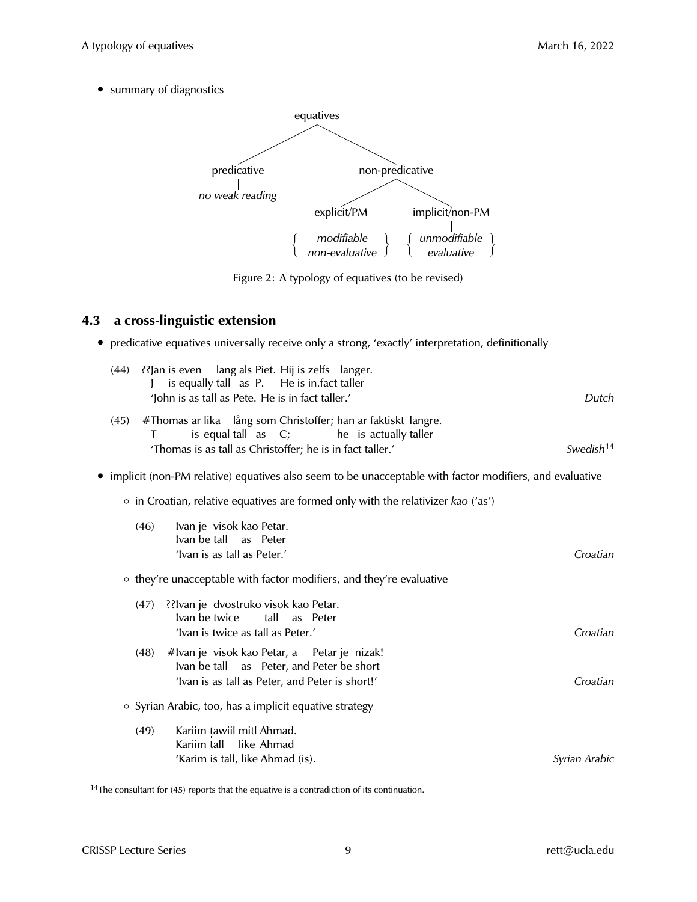- summary of diagnostics

```
                         equatives
                 /                      \
        predicative                  non-predicative
             |                      /                 \
      no weak reading        explicit/PM          implicit/non-PM
                                  |                      |
                          { modifiable     }     { unmodifiable }
                          { non-evaluative }     { evaluative   }
```

Figure 2: A typology of equatives (to be revised)

## 4.3 a cross-linguistic extension

- predicative equatives universally receive only a strong, 'exactly' interpretation, definitionally

(44) ??Jan is even lang als Piet. Hij is zelfs langer.
J is equally tall as P. He is in.fact taller
'John is as tall as Pete. He is in fact taller.' *Dutch*

(45) #Thomas ar lika lång som Christoffer; han ar faktiskt langre.
T is equal tall as C; he is actually taller
'Thomas is as tall as Christoffer; he is in fact taller.' *Swedish*[14]

- implicit (non-PM relative) equatives also seem to be unacceptable with factor modifiers, and evaluative
  - in Croatian, relative equatives are formed only with the relativizer *kao* ('as')

    (46) Ivan je visok kao Petar.
    Ivan be tall as Peter
    'Ivan is as tall as Peter.' *Croatian*

  - they're unacceptable with factor modifiers, and they're evaluative

    (47) ??Ivan je dvostruko visok kao Petar.
    Ivan be twice tall as Peter
    'Ivan is twice as tall as Peter.' *Croatian*

    (48) #Ivan je visok kao Petar, a Petar je nizak!
    Ivan be tall as Peter, and Peter be short
    'Ivan is as tall as Peter, and Peter is short!' *Croatian*

  - Syrian Arabic, too, has a implicit equative strategy

    (49) Kariim ṭawiil mitl Aħmad.
    Kariim tall like Ahmad
    'Karim is tall, like Ahmad (is).' *Syrian Arabic*

[14] The consultant for (45) reports that the equative is a contradiction of its continuation.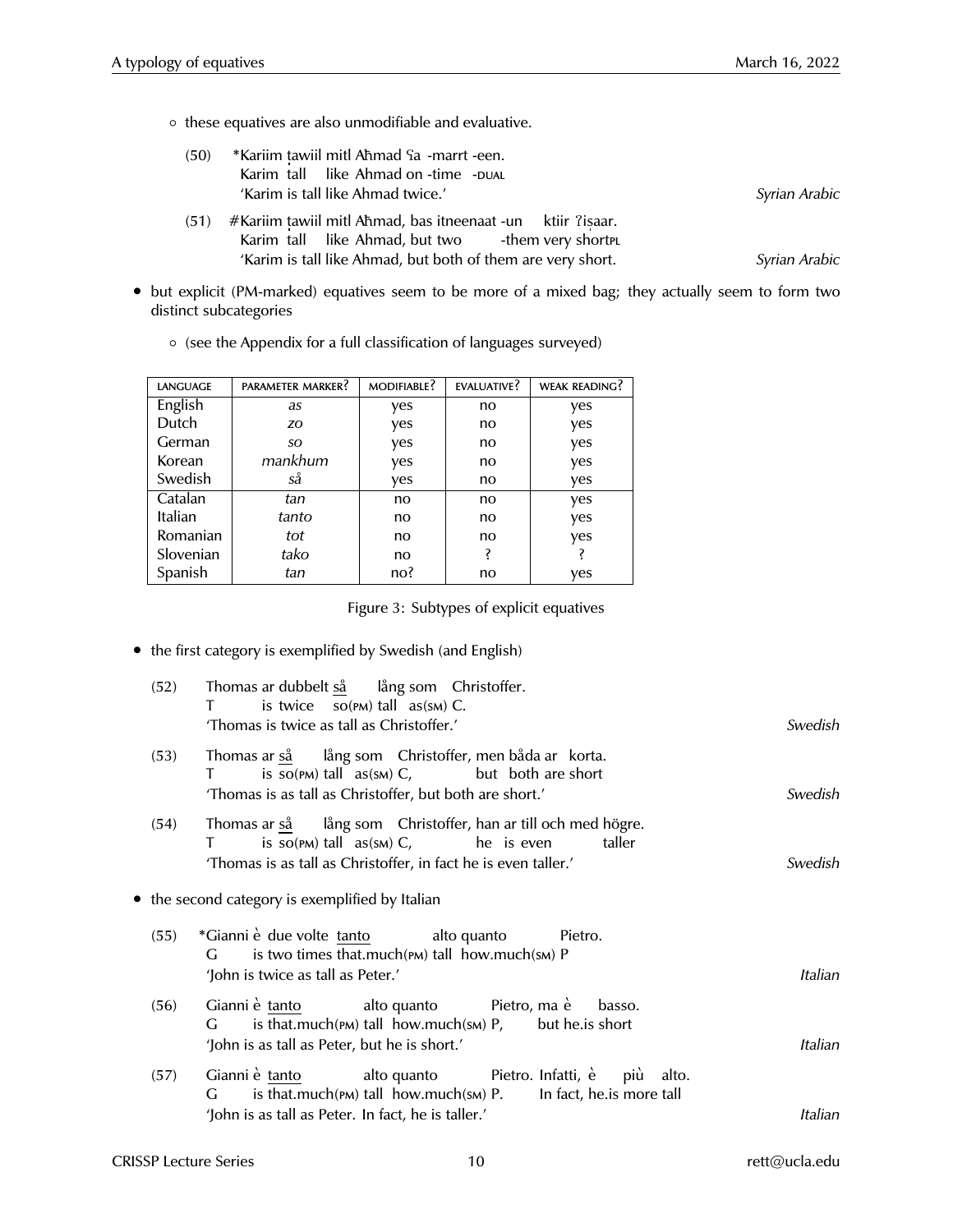- these equatives are also unmodifiable and evaluative.

(50) \*Kariim ṭawiil mitl Aħmad ʕa -marrt -een.
Karim tall like Ahmad on -time -DUAL
'Karim is tall like Ahmad twice.' *Syrian Arabic*

(51) #Kariim ṭawiil mitl Aħmad, bas itneenaat -un ktiir ʔiṣaar.
Karim tall like Ahmad, but two -them very shortPL
'Karim is tall like Ahmad, but both of them are very short.' *Syrian Arabic*

- but explicit (PM-marked) equatives seem to be more of a mixed bag; they actually seem to form two distinct subcategories
  - (see the Appendix for a full classification of languages surveyed)

| LANGUAGE | PARAMETER MARKER? | MODIFIABLE? | EVALUATIVE? | WEAK READING? |
|---|---|---|---|---|
| English | *as* | yes | no | yes |
| Dutch | *zo* | yes | no | yes |
| German | *so* | yes | no | yes |
| Korean | *mankhum* | yes | no | yes |
| Swedish | *så* | yes | no | yes |
| Catalan | *tan* | no | no | yes |
| Italian | *tanto* | no | no | yes |
| Romanian | *tot* | no | no | yes |
| Slovenian | *tako* | no | ? | ? |
| Spanish | *tan* | no? | no | yes |

Figure 3: Subtypes of explicit equatives

- the first category is exemplified by Swedish (and English)

(52) Thomas ar dubbelt så lång som Christoffer.
T is twice so(PM) tall as(SM) C.
'Thomas is twice as tall as Christoffer.' *Swedish*

(53) Thomas ar så lång som Christoffer, men båda ar korta.
T is so(PM) tall as(SM) C, but both are short
'Thomas is as tall as Christoffer, but both are short.' *Swedish*

(54) Thomas ar så lång som Christoffer, han ar till och med högre.
T is so(PM) tall as(SM) C, he is even taller
'Thomas is as tall as Christoffer, in fact he is even taller.' *Swedish*

- the second category is exemplified by Italian

(55) \*Gianni è due volte tanto alto quanto Pietro.
G is two times that.much(PM) tall how.much(SM) P
'John is twice as tall as Peter.' *Italian*

(56) Gianni è tanto alto quanto Pietro, ma è basso.
G is that.much(PM) tall how.much(SM) P, but he.is short
'John is as tall as Peter, but he is short.' *Italian*

(57) Gianni è tanto alto quanto Pietro. Infatti, è più alto.
G is that.much(PM) tall how.much(SM) P. In fact, he.is more tall
'John is as tall as Peter. In fact, he is taller.' *Italian*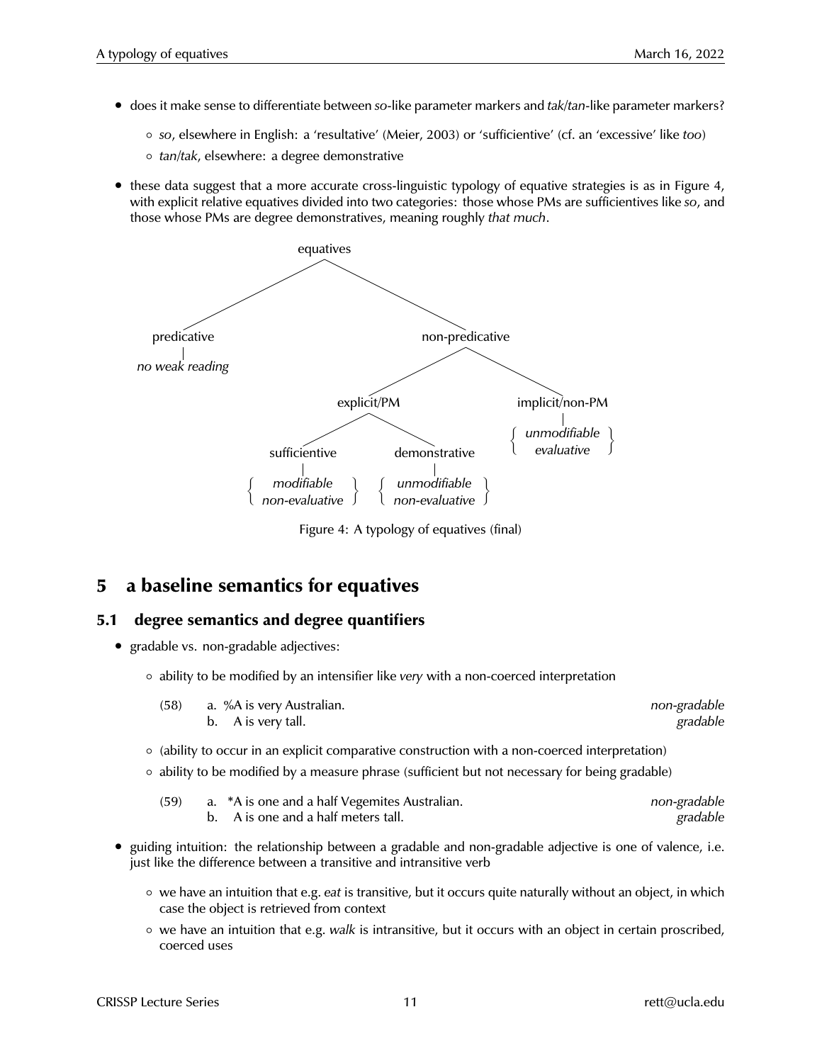- does it make sense to differentiate between *so*-like parameter markers and *tak*/*tan*-like parameter markers?
  - *so*, elsewhere in English: a 'resultative' (Meier, 2003) or 'sufficientive' (cf. an 'excessive' like *too*)
  - *tan*/*tak*, elsewhere: a degree demonstrative
- these data suggest that a more accurate cross-linguistic typology of equative strategies is as in Figure 4, with explicit relative equatives divided into two categories: those whose PMs are sufficientives like *so*, and those whose PMs are degree demonstratives, meaning roughly *that much*.

```
equatives
├── predicative
│     └── no weak reading
└── non-predicative
      ├── explicit/PM
      │     ├── sufficientive
      │     │     └── { modifiable, non-evaluative }
      │     └── demonstrative
      │           └── { unmodifiable, non-evaluative }
      └── implicit/non-PM
            └── { unmodifiable, evaluative }
```

Figure 4: A typology of equatives (final)

# 5 a baseline semantics for equatives

## 5.1 degree semantics and degree quantifiers

- gradable vs. non-gradable adjectives:
  - ability to be modified by an intensifier like *very* with a non-coerced interpretation

    (58) a. %A is very Australian. *non-gradable*
    b. A is very tall. *gradable*

  - (ability to occur in an explicit comparative construction with a non-coerced interpretation)
  - ability to be modified by a measure phrase (sufficient but not necessary for being gradable)

    (59) a. *A is one and a half Vegemites Australian. *non-gradable*
    b. A is one and a half meters tall. *gradable*

- guiding intuition: the relationship between a gradable and non-gradable adjective is one of valence, i.e. just like the difference between a transitive and intransitive verb
  - we have an intuition that e.g. *eat* is transitive, but it occurs quite naturally without an object, in which case the object is retrieved from context
  - we have an intuition that e.g. *walk* is intransitive, but it occurs with an object in certain proscribed, coerced uses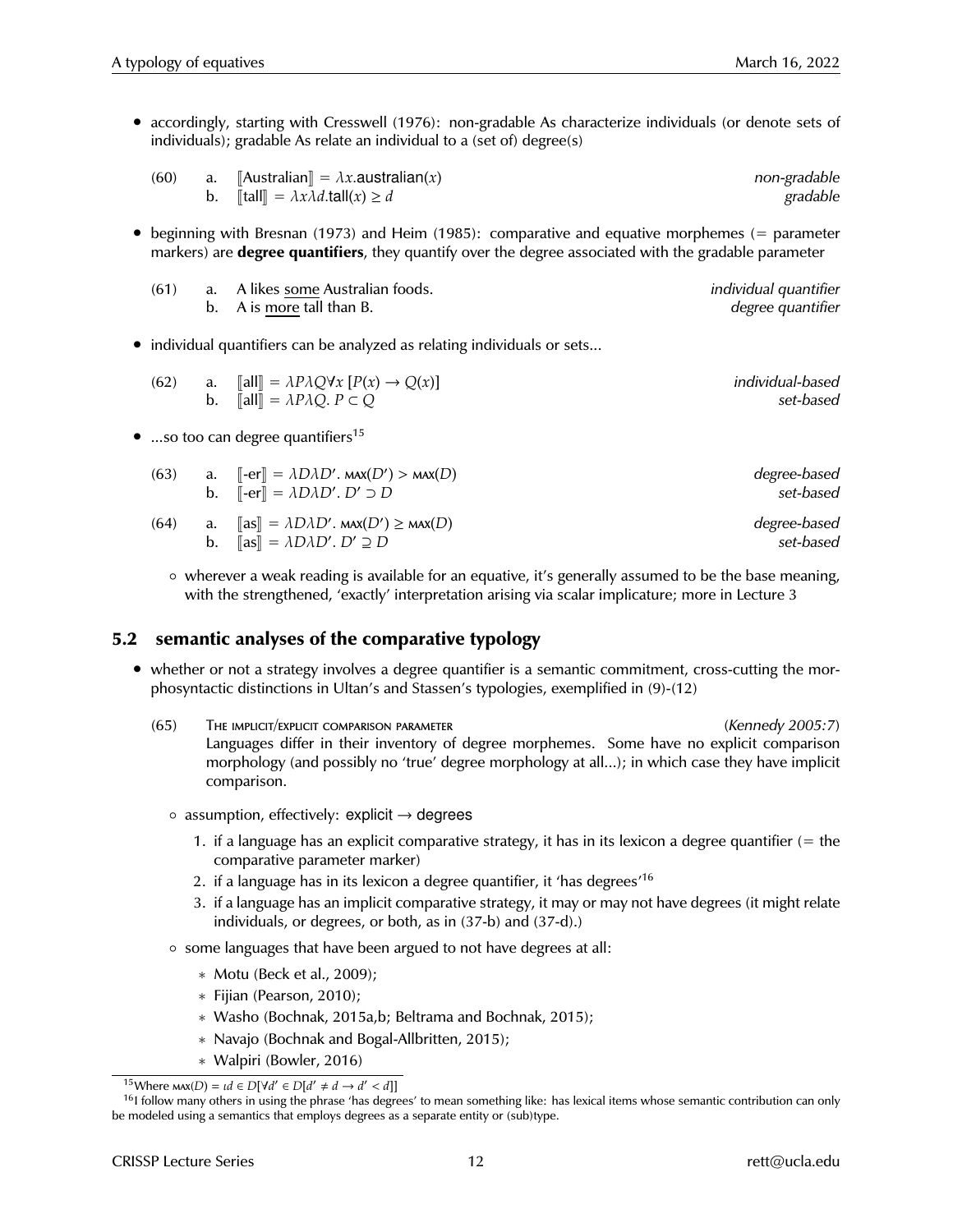- accordingly, starting with Cresswell (1976): non-gradable As characterize individuals (or denote sets of individuals); gradable As relate an individual to a (set of) degree(s)

(60) a. $[\![\text{Australian}]\!] = \lambda x.\textsf{australian}(x)$ *non-gradable*
b. $[\![\text{tall}]\!] = \lambda x \lambda d.\textsf{tall}(x) \geq d$ *gradable*

- beginning with Bresnan (1973) and Heim (1985): comparative and equative morphemes (= parameter markers) are **degree quantifiers**, they quantify over the degree associated with the gradable parameter

(61) a. A likes some Australian foods. *individual quantifier*
b. A is more tall than B. *degree quantifier*

- individual quantifiers can be analyzed as relating individuals or sets...

(62) a. $[\![\text{all}]\!] = \lambda P \lambda Q \forall x\, [P(x) \rightarrow Q(x)]$ *individual-based*
b. $[\![\text{all}]\!] = \lambda P \lambda Q.\, P \subset Q$ *set-based*

- ...so too can degree quantifiers[15]

(63) a. $[\![\text{-er}]\!] = \lambda D \lambda D'.\, \textsc{max}(D') > \textsc{max}(D)$ *degree-based*
b. $[\![\text{-er}]\!] = \lambda D \lambda D'.\, D' \supset D$ *set-based*

(64) a. $[\![\text{as}]\!] = \lambda D \lambda D'.\, \textsc{max}(D') \geq \textsc{max}(D)$ *degree-based*
b. $[\![\text{as}]\!] = \lambda D \lambda D'.\, D' \supseteq D$ *set-based*

  - wherever a weak reading is available for an equative, it's generally assumed to be the base meaning, with the strengthened, 'exactly' interpretation arising via scalar implicature; more in Lecture 3

## 5.2 semantic analyses of the comparative typology

- whether or not a strategy involves a degree quantifier is a semantic commitment, cross-cutting the morphosyntactic distinctions in Ultan's and Stassen's typologies, exemplified in (9)-(12)

(65) The implicit/explicit comparison parameter (*Kennedy 2005:7*)
Languages differ in their inventory of degree morphemes. Some have no explicit comparison morphology (and possibly no 'true' degree morphology at all...); in which case they have implicit comparison.

  - assumption, effectively: explicit → degrees
    1. if a language has an explicit comparative strategy, it has in its lexicon a degree quantifier (= the comparative parameter marker)
    2. if a language has in its lexicon a degree quantifier, it 'has degrees'[16]
    3. if a language has an implicit comparative strategy, it may or may not have degrees (it might relate individuals, or degrees, or both, as in (37-b) and (37-d).)
  - some languages that have been argued to not have degrees at all:
    - Motu (Beck et al., 2009);
    - Fijian (Pearson, 2010);
    - Washo (Bochnak, 2015a,b; Beltrama and Bochnak, 2015);
    - Navajo (Bochnak and Bogal-Allbritten, 2015);
    - Walpiri (Bowler, 2016)

[15] Where $\textsc{max}(D) = \iota d \in D[\forall d' \in D[d' \neq d \rightarrow d' < d]]$

[16] I follow many others in using the phrase 'has degrees' to mean something like: has lexical items whose semantic contribution can only be modeled using a semantics that employs degrees as a separate entity or (sub)type.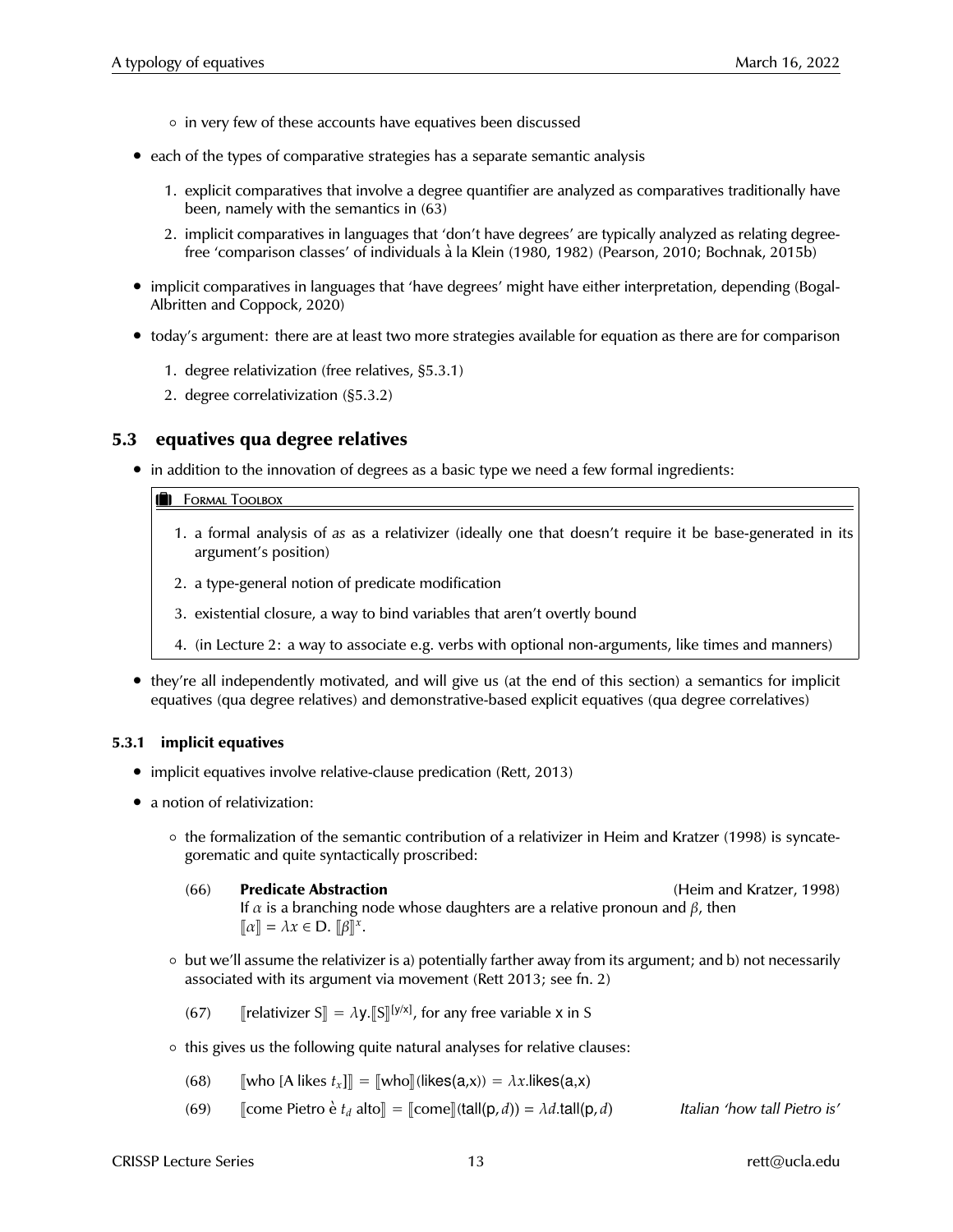- in very few of these accounts have equatives been discussed

- each of the types of comparative strategies has a separate semantic analysis

  1. explicit comparatives that involve a degree quantifier are analyzed as comparatives traditionally have been, namely with the semantics in (63)
  2. implicit comparatives in languages that 'don't have degrees' are typically analyzed as relating degree-free 'comparison classes' of individuals à la Klein (1980, 1982) (Pearson, 2010; Bochnak, 2015b)

- implicit comparatives in languages that 'have degrees' might have either interpretation, depending (Bogal-Albritten and Coppock, 2020)

- today's argument: there are at least two more strategies available for equation as there are for comparison

  1. degree relativization (free relatives, §5.3.1)
  2. degree correlativization (§5.3.2)

## 5.3 equatives qua degree relatives

- in addition to the innovation of degrees as a basic type we need a few formal ingredients:

> **Formal Toolbox**
>
> 1. a formal analysis of *as* as a relativizer (ideally one that doesn't require it be base-generated in its argument's position)
> 2. a type-general notion of predicate modification
> 3. existential closure, a way to bind variables that aren't overtly bound
> 4. (in Lecture 2: a way to associate e.g. verbs with optional non-arguments, like times and manners)

- they're all independently motivated, and will give us (at the end of this section) a semantics for implicit equatives (qua degree relatives) and demonstrative-based explicit equatives (qua degree correlatives)

### 5.3.1 implicit equatives

- implicit equatives involve relative-clause predication (Rett, 2013)

- a notion of relativization:

  - the formalization of the semantic contribution of a relativizer in Heim and Kratzer (1998) is syncategorematic and quite syntactically proscribed:

    (66) **Predicate Abstraction** (Heim and Kratzer, 1998)
    If $\alpha$ is a branching node whose daughters are a relative pronoun and $\beta$, then
    $[\![\alpha]\!] = \lambda x \in D.\ [\![\beta]\!]^x$.

  - but we'll assume the relativizer is a) potentially farther away from its argument; and b) not necessarily associated with its argument via movement (Rett 2013; see fn. 2)

    (67) $[\![\text{relativizer S}]\!] = \lambda y.[\![S]\!]^{[y/x]}$, for any free variable x in S

  - this gives us the following quite natural analyses for relative clauses:

    (68) $[\![\text{who [A likes } t_x]]\!] = [\![\text{who}]\!](\text{likes(a,x)}) = \lambda x.\text{likes(a,x)}$

    (69) $[\![\text{come Pietro è } t_d \text{ alto}]\!] = [\![\text{come}]\!](\text{tall}(p, d)) = \lambda d.\text{tall}(p, d)$ *Italian 'how tall Pietro is'*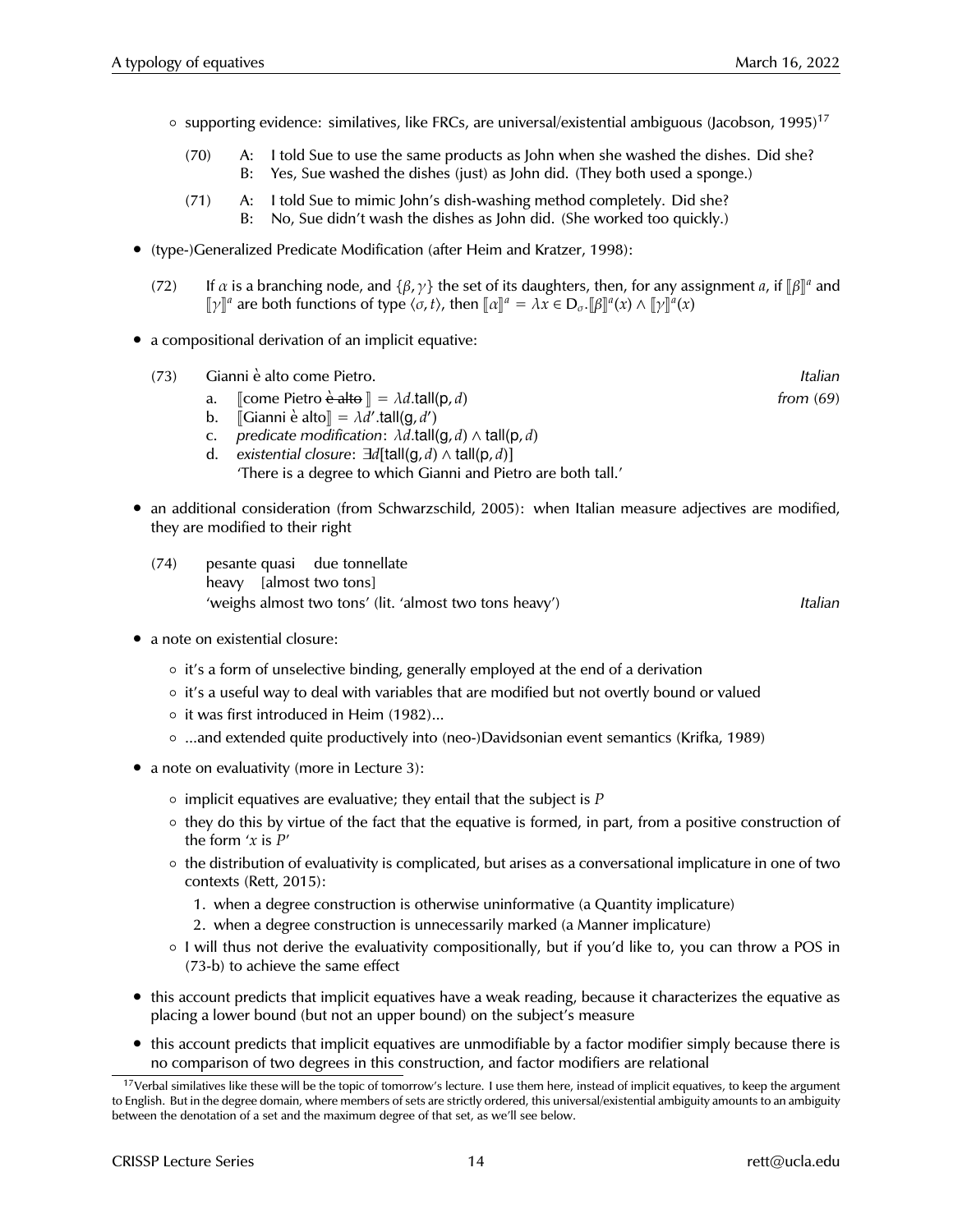- ◦ supporting evidence: similatives, like FRCs, are universal/existential ambiguous (Jacobson, 1995)[17]

  (70) A: I told Sue to use the same products as John when she washed the dishes. Did she?
  B: Yes, Sue washed the dishes (just) as John did. (They both used a sponge.)

  (71) A: I told Sue to mimic John's dish-washing method completely. Did she?
  B: No, Sue didn't wash the dishes as John did. (She worked too quickly.)

- (type-)Generalized Predicate Modification (after Heim and Kratzer, 1998):

  (72) If $\alpha$ is a branching node, and $\{\beta, \gamma\}$ the set of its daughters, then, for any assignment $a$, if $[\![\beta]\!]^a$ and $[\![\gamma]\!]^a$ are both functions of type $\langle\sigma, t\rangle$, then $[\![\alpha]\!]^a = \lambda x \in D_\sigma.[\![\beta]\!]^a(x) \wedge [\![\gamma]\!]^a(x)$

- a compositional derivation of an implicit equative:

  (73) Gianni è alto come Pietro. *Italian*
  a. $[\![$come Pietro ~~è alto~~ $]\!] = \lambda d.\mathsf{tall}(\mathsf{p}, d)$ *from* (69)
  b. $[\![$Gianni è alto$]\!] = \lambda d'.\mathsf{tall}(\mathsf{g}, d')$
  c. *predicate modification*: $\lambda d.\mathsf{tall}(\mathsf{g}, d) \wedge \mathsf{tall}(\mathsf{p}, d)$
  d. *existential closure*: $\exists d[\mathsf{tall}(\mathsf{g}, d) \wedge \mathsf{tall}(\mathsf{p}, d)]$
  'There is a degree to which Gianni and Pietro are both tall.'

- an additional consideration (from Schwarzschild, 2005): when Italian measure adjectives are modified, they are modified to their right

  (74) pesante quasi due tonnellate
  heavy [almost two tons]
  'weighs almost two tons' (lit. 'almost two tons heavy') *Italian*

- a note on existential closure:
  - ◦ it's a form of unselective binding, generally employed at the end of a derivation
  - ◦ it's a useful way to deal with variables that are modified but not overtly bound or valued
  - ◦ it was first introduced in Heim (1982)...
  - ◦ ...and extended quite productively into (neo-)Davidsonian event semantics (Krifka, 1989)

- a note on evaluativity (more in Lecture 3):
  - ◦ implicit equatives are evaluative; they entail that the subject is $P$
  - ◦ they do this by virtue of the fact that the equative is formed, in part, from a positive construction of the form '$x$ is $P$'
  - ◦ the distribution of evaluativity is complicated, but arises as a conversational implicature in one of two contexts (Rett, 2015):
    1. when a degree construction is otherwise uninformative (a Quantity implicature)
    2. when a degree construction is unnecessarily marked (a Manner implicature)
  - ◦ I will thus not derive the evaluativity compositionally, but if you'd like to, you can throw a POS in (73-b) to achieve the same effect

- this account predicts that implicit equatives have a weak reading, because it characterizes the equative as placing a lower bound (but not an upper bound) on the subject's measure

- this account predicts that implicit equatives are unmodifiable by a factor modifier simply because there is no comparison of two degrees in this construction, and factor modifiers are relational

[17] Verbal similatives like these will be the topic of tomorrow's lecture. I use them here, instead of implicit equatives, to keep the argument to English. But in the degree domain, where members of sets are strictly ordered, this universal/existential ambiguity amounts to an ambiguity between the denotation of a set and the maximum degree of that set, as we'll see below.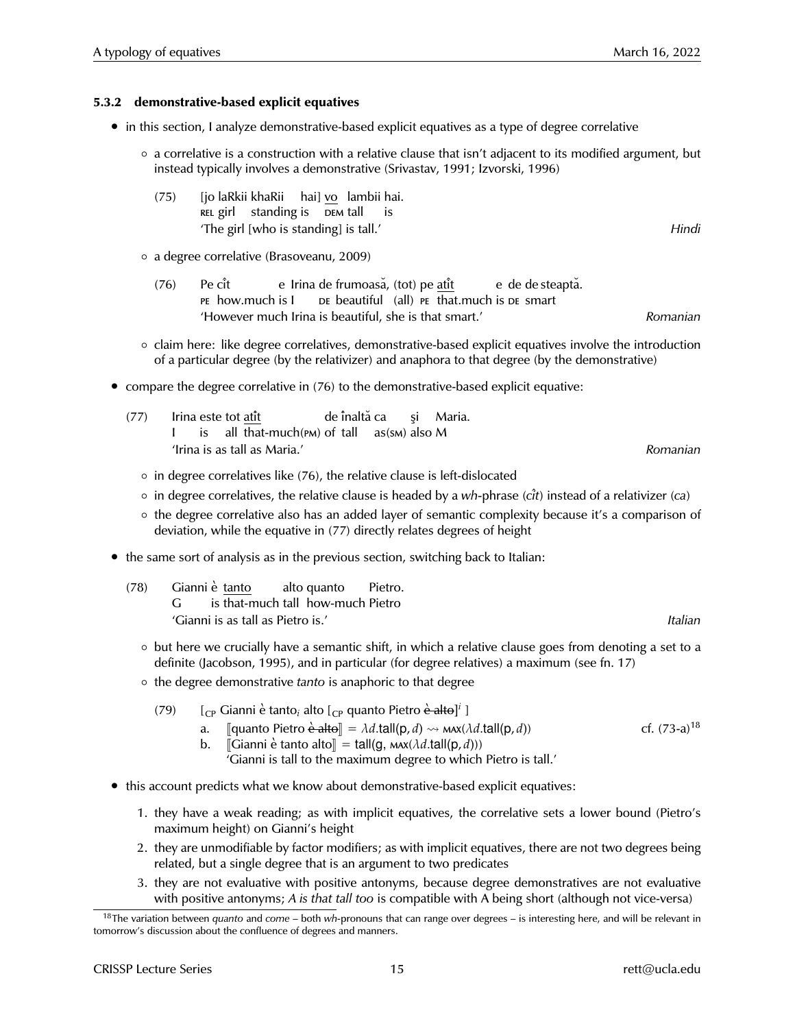### 5.3.2 demonstrative-based explicit equatives

- in this section, I analyze demonstrative-based explicit equatives as a type of degree correlative
  - a correlative is a construction with a relative clause that isn't adjacent to its modified argument, but instead typically involves a demonstrative (Srivastav, 1991; Izvorski, 1996)

    (75) [jo laRkii khaRii hai] <u>vo</u> lambii hai.
    REL girl standing is DEM tall is
    'The girl [who is standing] is tall.' *Hindi*

  - a degree correlative (Brasoveanu, 2009)

    (76) Pe cît e Irina de frumoasă, (tot) pe <u>atît</u> e de de steaptă.
    PE how.much is I DE beautiful (all) PE that.much is DE smart
    'However much Irina is beautiful, she is that smart.' *Romanian*

  - claim here: like degree correlatives, demonstrative-based explicit equatives involve the introduction of a particular degree (by the relativizer) and anaphora to that degree (by the demonstrative)

- compare the degree correlative in (76) to the demonstrative-based explicit equative:

  (77) Irina este tot <u>atît</u> de înaltă ca și Maria.
  I is all that-much(PM) of tall as(SM) also M
  'Irina is as tall as Maria.' *Romanian*

  - in degree correlatives like (76), the relative clause is left-dislocated
  - in degree correlatives, the relative clause is headed by a *wh*-phrase (*cît*) instead of a relativizer (*ca*)
  - the degree correlative also has an added layer of semantic complexity because it's a comparison of deviation, while the equative in (77) directly relates degrees of height

- the same sort of analysis as in the previous section, switching back to Italian:

  (78) Gianni è <u>tanto</u> alto quanto Pietro.
  G is that-much tall how-much Pietro
  'Gianni is as tall as Pietro is.' *Italian*

  - but here we crucially have a semantic shift, in which a relative clause goes from denoting a set to a definite (Jacobson, 1995), and in particular (for degree relatives) a maximum (see fn. 17)
  - the degree demonstrative *tanto* is anaphoric to that degree

    (79) $[_{\text{CP}}$ Gianni è tanto$_i$ alto $[_{\text{CP}}$ quanto Pietro ~~è alto~~$]^i$ $]$
    a. $[\![$quanto Pietro ~~è alto~~$]\!] = \lambda d.\textsf{tall}(\textsf{p}, d) \rightsquigarrow \textsc{max}(\lambda d.\textsf{tall}(\textsf{p}, d))$ cf. (73-a)[18]
    b. $[\![$Gianni è tanto alto$]\!] = \textsf{tall}(\textsf{g}, \textsc{max}(\lambda d.\textsf{tall}(\textsf{p}, d)))$
    'Gianni is tall to the maximum degree to which Pietro is tall.'

- this account predicts what we know about demonstrative-based explicit equatives:
  1. they have a weak reading; as with implicit equatives, the correlative sets a lower bound (Pietro's maximum height) on Gianni's height
  2. they are unmodifiable by factor modifiers; as with implicit equatives, there are not two degrees being related, but a single degree that is an argument to two predicates
  3. they are not evaluative with positive antonyms, because degree demonstratives are not evaluative with positive antonyms; *A is that tall too* is compatible with A being short (although not vice-versa)

---

[18] The variation between *quanto* and *come* – both *wh*-pronouns that can range over degrees – is interesting here, and will be relevant in tomorrow's discussion about the confluence of degrees and manners.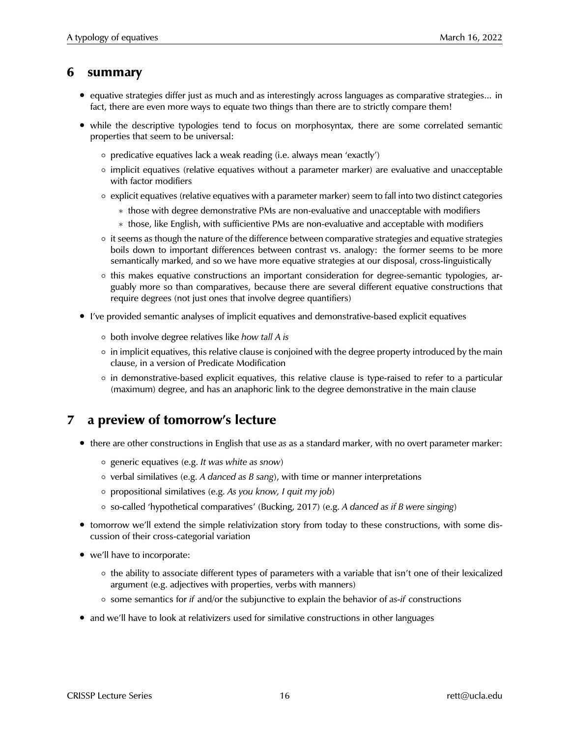## 6 summary

- equative strategies differ just as much and as interestingly across languages as comparative strategies... in fact, there are even more ways to equate two things than there are to strictly compare them!
- while the descriptive typologies tend to focus on morphosyntax, there are some correlated semantic properties that seem to be universal:
  - predicative equatives lack a weak reading (i.e. always mean 'exactly')
  - implicit equatives (relative equatives without a parameter marker) are evaluative and unacceptable with factor modifiers
  - explicit equatives (relative equatives with a parameter marker) seem to fall into two distinct categories
    - those with degree demonstrative PMs are non-evaluative and unacceptable with modifiers
    - those, like English, with sufficientive PMs are non-evaluative and acceptable with modifiers
  - it seems as though the nature of the difference between comparative strategies and equative strategies boils down to important differences between contrast vs. analogy: the former seems to be more semantically marked, and so we have more equative strategies at our disposal, cross-linguistically
  - this makes equative constructions an important consideration for degree-semantic typologies, arguably more so than comparatives, because there are several different equative constructions that require degrees (not just ones that involve degree quantifiers)
- I've provided semantic analyses of implicit equatives and demonstrative-based explicit equatives
  - both involve degree relatives like *how tall A is*
  - in implicit equatives, this relative clause is conjoined with the degree property introduced by the main clause, in a version of Predicate Modification
  - in demonstrative-based explicit equatives, this relative clause is type-raised to refer to a particular (maximum) degree, and has an anaphoric link to the degree demonstrative in the main clause

## 7 a preview of tomorrow's lecture

- there are other constructions in English that use *as* as a standard marker, with no overt parameter marker:
  - generic equatives (e.g. *It was white as snow*)
  - verbal similatives (e.g. *A danced as B sang*), with time or manner interpretations
  - propositional similatives (e.g. *As you know, I quit my job*)
  - so-called 'hypothetical comparatives' (Bucking, 2017) (e.g. *A danced as if B were singing*)
- tomorrow we'll extend the simple relativization story from today to these constructions, with some discussion of their cross-categorial variation
- we'll have to incorporate:
  - the ability to associate different types of parameters with a variable that isn't one of their lexicalized argument (e.g. adjectives with properties, verbs with manners)
  - some semantics for *if* and/or the subjunctive to explain the behavior of *as-if* constructions
- and we'll have to look at relativizers used for similative constructions in other languages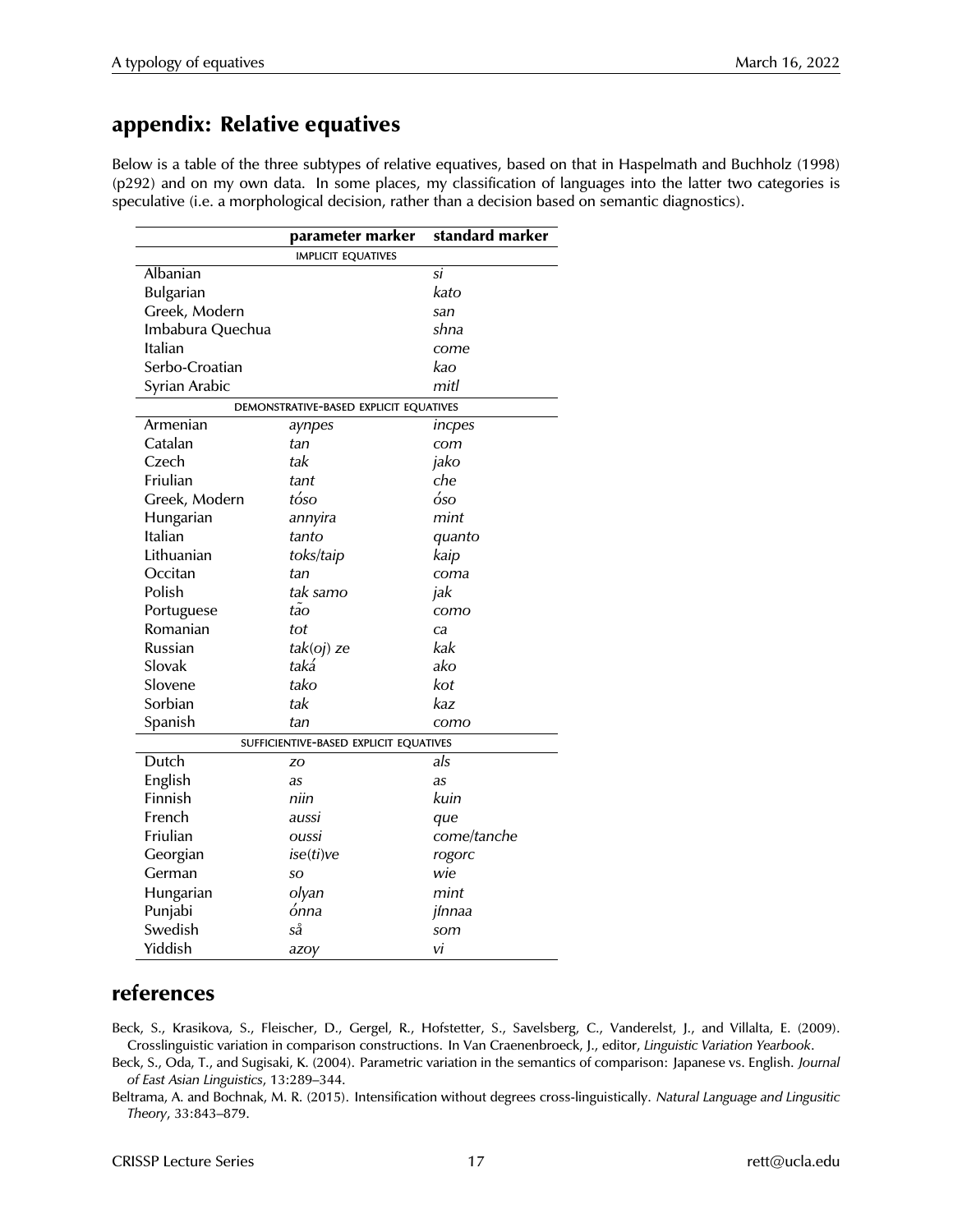## appendix: Relative equatives

Below is a table of the three subtypes of relative equatives, based on that in Haspelmath and Buchholz (1998) (p292) and on my own data. In some places, my classification of languages into the latter two categories is speculative (i.e. a morphological decision, rather than a decision based on semantic diagnostics).

| | parameter marker | standard marker |
|---|---|---|
| | IMPLICIT EQUATIVES | |
| Albanian | | *si* |
| Bulgarian | | *kato* |
| Greek, Modern | | *san* |
| Imbabura Quechua | | *shna* |
| Italian | | *come* |
| Serbo-Croatian | | *kao* |
| Syrian Arabic | | *mitl* |
| | DEMONSTRATIVE-BASED EXPLICIT EQUATIVES | |
| Armenian | *aynpes* | *incpes* |
| Catalan | *tan* | *com* |
| Czech | *tak* | *jako* |
| Friulian | *tant* | *che* |
| Greek, Modern | *tóso* | *óso* |
| Hungarian | *annyira* | *mint* |
| Italian | *tanto* | *quanto* |
| Lithuanian | *toks/taip* | *kaip* |
| Occitan | *tan* | *coma* |
| Polish | *tak samo* | *jak* |
| Portuguese | *tão* | *como* |
| Romanian | *tot* | *ca* |
| Russian | *tak(oj) ze* | *kak* |
| Slovak | *taká* | *ako* |
| Slovene | *tako* | *kot* |
| Sorbian | *tak* | *kaz* |
| Spanish | *tan* | *como* |
| | SUFFICIENTIVE-BASED EXPLICIT EQUATIVES | |
| Dutch | *zo* | *als* |
| English | *as* | *as* |
| Finnish | *niin* | *kuin* |
| French | *aussi* | *que* |
| Friulian | *oussi* | *come/tanche* |
| Georgian | *ise(ti)ve* | *rogorc* |
| German | *so* | *wie* |
| Hungarian | *olyan* | *mint* |
| Punjabi | *ónna* | *jínnaa* |
| Swedish | *så* | *som* |
| Yiddish | *azoy* | *vi* |

## references

Beck, S., Krasikova, S., Fleischer, D., Gergel, R., Hofstetter, S., Savelsberg, C., Vanderelst, J., and Villalta, E. (2009). Crosslinguistic variation in comparison constructions. In Van Craenenbroeck, J., editor, *Linguistic Variation Yearbook*.

Beck, S., Oda, T., and Sugisaki, K. (2004). Parametric variation in the semantics of comparison: Japanese vs. English. *Journal of East Asian Linguistics*, 13:289–344.

Beltrama, A. and Bochnak, M. R. (2015). Intensification without degrees cross-linguistically. *Natural Language and Lingusitic Theory*, 33:843–879.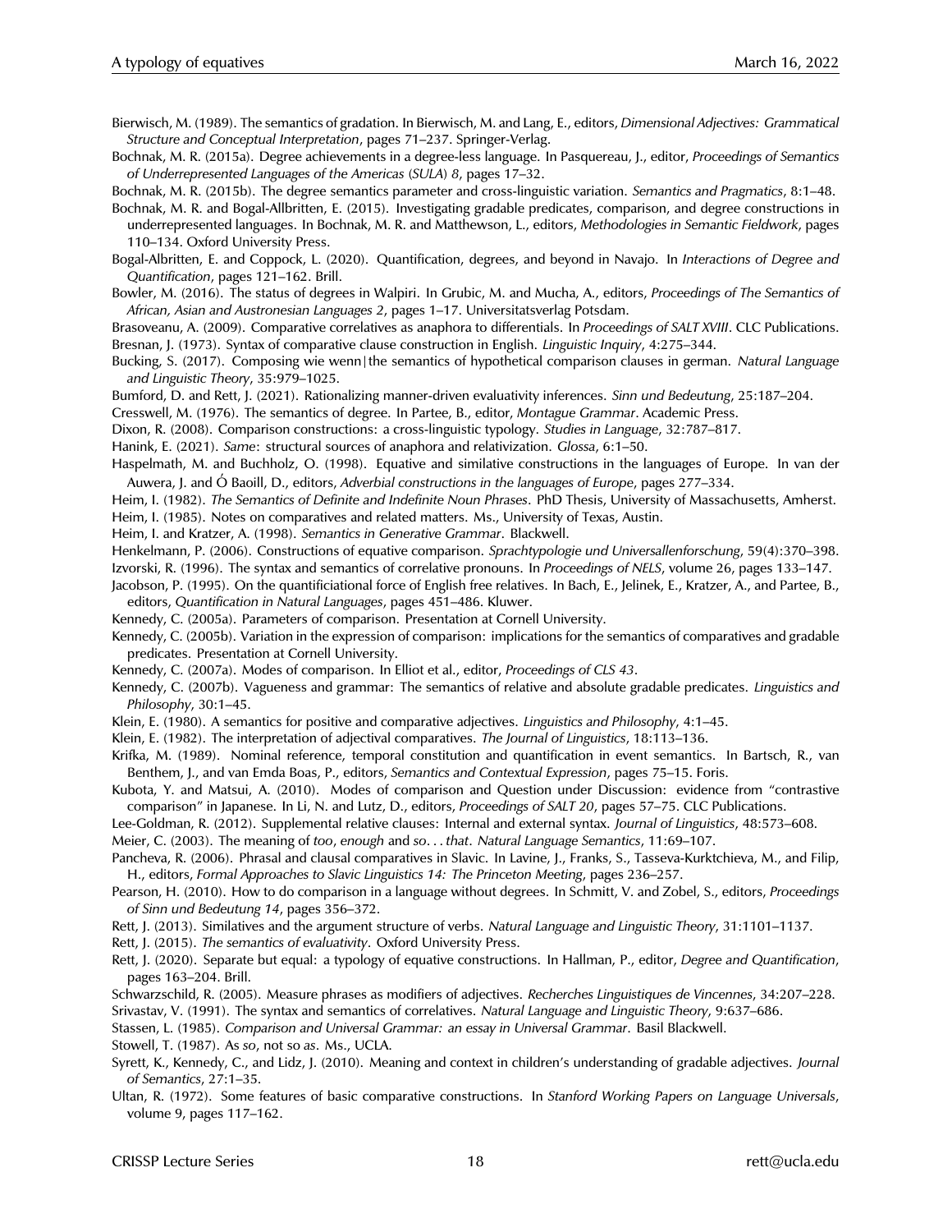Bierwisch, M. (1989). The semantics of gradation. In Bierwisch, M. and Lang, E., editors, *Dimensional Adjectives: Grammatical Structure and Conceptual Interpretation*, pages 71–237. Springer-Verlag.

Bochnak, M. R. (2015a). Degree achievements in a degree-less language. In Pasquereau, J., editor, *Proceedings of Semantics of Underrepresented Languages of the Americas (SULA) 8*, pages 17–32.

Bochnak, M. R. (2015b). The degree semantics parameter and cross-linguistic variation. *Semantics and Pragmatics*, 8:1–48.

Bochnak, M. R. and Bogal-Allbritten, E. (2015). Investigating gradable predicates, comparison, and degree constructions in underrepresented languages. In Bochnak, M. R. and Matthewson, L., editors, *Methodologies in Semantic Fieldwork*, pages 110–134. Oxford University Press.

Bogal-Albritten, E. and Coppock, L. (2020). Quantification, degrees, and beyond in Navajo. In *Interactions of Degree and Quantification*, pages 121–162. Brill.

Bowler, M. (2016). The status of degrees in Walpiri. In Grubic, M. and Mucha, A., editors, *Proceedings of The Semantics of African, Asian and Austronesian Languages 2*, pages 1–17. Universitatsverlag Potsdam.

Brasoveanu, A. (2009). Comparative correlatives as anaphora to differentials. In *Proceedings of SALT XVIII*. CLC Publications.

Bresnan, J. (1973). Syntax of comparative clause construction in English. *Linguistic Inquiry*, 4:275–344.

Bucking, S. (2017). Composing wie wenn|the semantics of hypothetical comparison clauses in german. *Natural Language and Linguistic Theory*, 35:979–1025.

Bumford, D. and Rett, J. (2021). Rationalizing manner-driven evaluativity inferences. *Sinn und Bedeutung*, 25:187–204.

Cresswell, M. (1976). The semantics of degree. In Partee, B., editor, *Montague Grammar*. Academic Press.

Dixon, R. (2008). Comparison constructions: a cross-linguistic typology. *Studies in Language*, 32:787–817.

Hanink, E. (2021). *Same*: structural sources of anaphora and relativization. *Glossa*, 6:1–50.

Haspelmath, M. and Buchholz, O. (1998). Equative and similative constructions in the languages of Europe. In van der Auwera, J. and Ó Baoill, D., editors, *Adverbial constructions in the languages of Europe*, pages 277–334.

Heim, I. (1982). *The Semantics of Definite and Indefinite Noun Phrases*. PhD Thesis, University of Massachusetts, Amherst.

Heim, I. (1985). Notes on comparatives and related matters. Ms., University of Texas, Austin.

Heim, I. and Kratzer, A. (1998). *Semantics in Generative Grammar*. Blackwell.

Henkelmann, P. (2006). Constructions of equative comparison. *Sprachtypologie und Universallenforschung*, 59(4):370–398.

Izvorski, R. (1996). The syntax and semantics of correlative pronouns. In *Proceedings of NELS*, volume 26, pages 133–147.

Jacobson, P. (1995). On the quantificiational force of English free relatives. In Bach, E., Jelinek, E., Kratzer, A., and Partee, B., editors, *Quantification in Natural Languages*, pages 451–486. Kluwer.

Kennedy, C. (2005a). Parameters of comparison. Presentation at Cornell University.

Kennedy, C. (2005b). Variation in the expression of comparison: implications for the semantics of comparatives and gradable predicates. Presentation at Cornell University.

Kennedy, C. (2007a). Modes of comparison. In Elliot et al., editor, *Proceedings of CLS 43*.

Kennedy, C. (2007b). Vagueness and grammar: The semantics of relative and absolute gradable predicates. *Linguistics and Philosophy*, 30:1–45.

Klein, E. (1980). A semantics for positive and comparative adjectives. *Linguistics and Philosophy*, 4:1–45.

Klein, E. (1982). The interpretation of adjectival comparatives. *The Journal of Linguistics*, 18:113–136.

Krifka, M. (1989). Nominal reference, temporal constitution and quantification in event semantics. In Bartsch, R., van Benthem, J., and van Emda Boas, P., editors, *Semantics and Contextual Expression*, pages 75–15. Foris.

Kubota, Y. and Matsui, A. (2010). Modes of comparison and Question under Discussion: evidence from "contrastive comparison" in Japanese. In Li, N. and Lutz, D., editors, *Proceedings of SALT 20*, pages 57–75. CLC Publications.

Lee-Goldman, R. (2012). Supplemental relative clauses: Internal and external syntax. *Journal of Linguistics*, 48:573–608.

Meier, C. (2003). The meaning of *too*, *enough* and *so...that*. *Natural Language Semantics*, 11:69–107.

Pancheva, R. (2006). Phrasal and clausal comparatives in Slavic. In Lavine, J., Franks, S., Tasseva-Kurktchieva, M., and Filip, H., editors, *Formal Approaches to Slavic Linguistics 14: The Princeton Meeting*, pages 236–257.

Pearson, H. (2010). How to do comparison in a language without degrees. In Schmitt, V. and Zobel, S., editors, *Proceedings of Sinn und Bedeutung 14*, pages 356–372.

Rett, J. (2013). Similatives and the argument structure of verbs. *Natural Language and Linguistic Theory*, 31:1101–1137.

Rett, J. (2015). *The semantics of evaluativity*. Oxford University Press.

Rett, J. (2020). Separate but equal: a typology of equative constructions. In Hallman, P., editor, *Degree and Quantification*, pages 163–204. Brill.

Schwarzschild, R. (2005). Measure phrases as modifiers of adjectives. *Recherches Linguistiques de Vincennes*, 34:207–228.

Srivastav, V. (1991). The syntax and semantics of correlatives. *Natural Language and Linguistic Theory*, 9:637–686.

Stassen, L. (1985). *Comparison and Universal Grammar: an essay in Universal Grammar*. Basil Blackwell.

Stowell, T. (1987). As *so*, not so *as*. Ms., UCLA.

Syrett, K., Kennedy, C., and Lidz, J. (2010). Meaning and context in children's understanding of gradable adjectives. *Journal of Semantics*, 27:1–35.

Ultan, R. (1972). Some features of basic comparative constructions. In *Stanford Working Papers on Language Universals*, volume 9, pages 117–162.